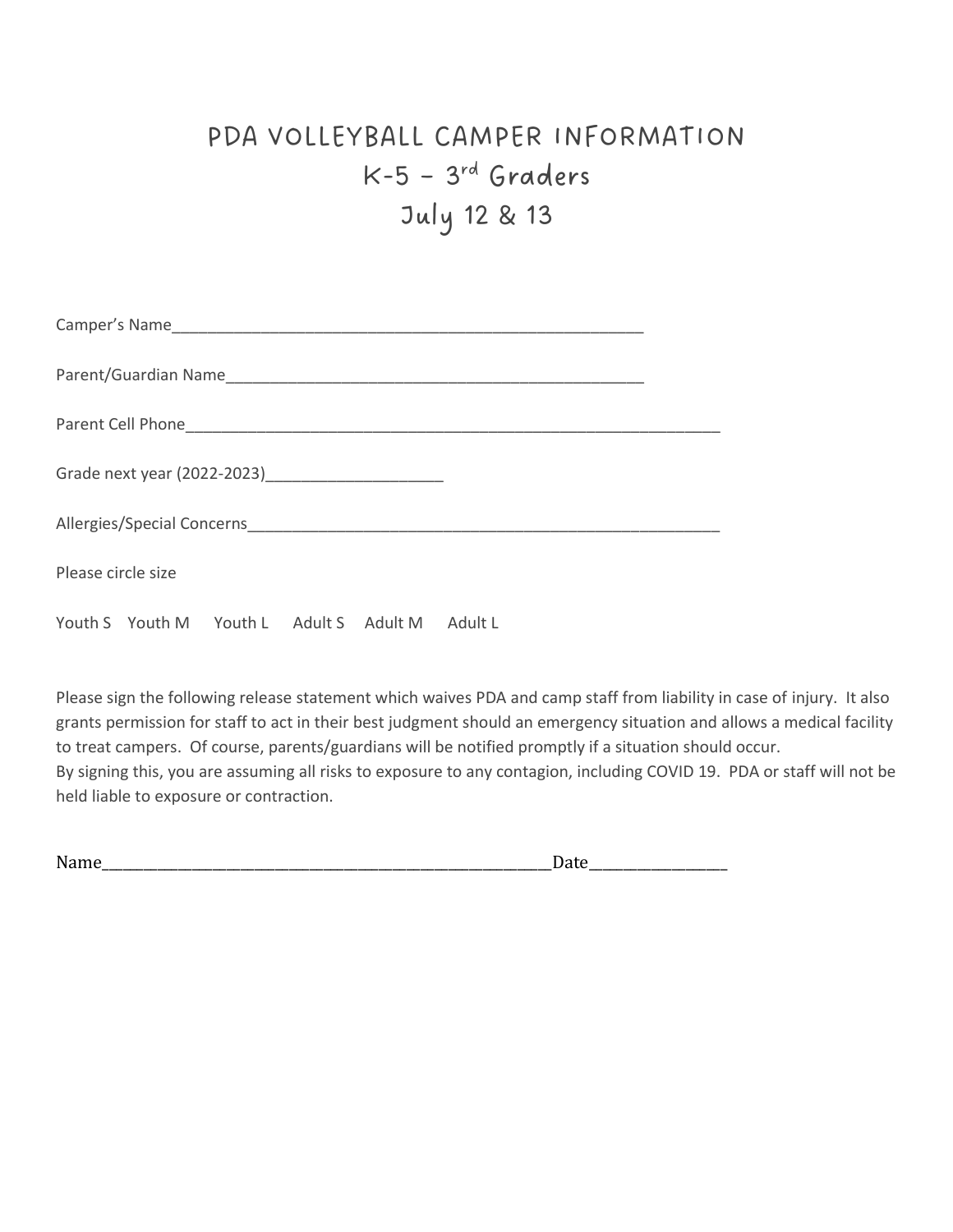# PDA VOLLEYBALL CAMPER INFORMATION

## K-5 – 3rd Graders

## July 12 & 13

Camper's Name_______________________________________________________

Parent/Guardian Name_______________________________________________

Parent Cell Phone____________________________________________________________

Grade next year (2022-2023)____________________

Allergies/Special Concerns____________________________________________________

Please circle size

Youth S    Youth M    Youth L    Adult S    Adult M    Adult L

Please sign the following release statement which waives PDA and camp staff from liability in case of injury. It also grants permission for staff to act in their best judgment should an emergency situation and allows a medical facility to treat campers. Of course, parents/guardians will be notified promptly if a situation should occur.
By signing this, you are assuming all risks to exposure to any contagion, including COVID 19. PDA or staff will not be held liable to exposure or contraction.

Name___________________________________________________Date_______________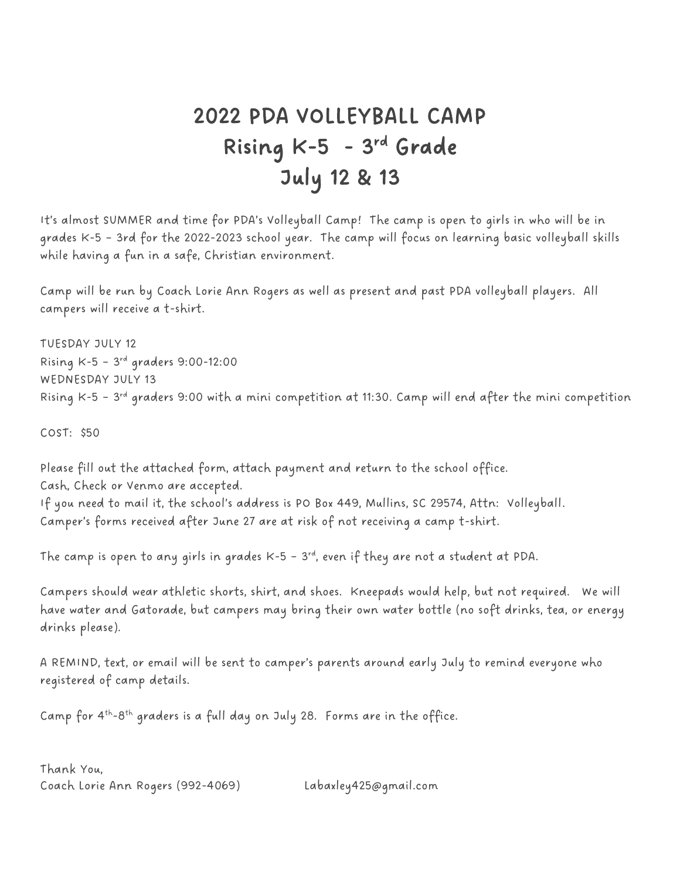# 2022 PDA VOLLEYBALL CAMP
## Rising K-5 - 3rd Grade
## July 12 & 13

It's almost SUMMER and time for PDA's Volleyball Camp! The camp is open to girls in who will be in grades K-5 – 3rd for the 2022-2023 school year. The camp will focus on learning basic volleyball skills while having a fun in a safe, Christian environment.

Camp will be run by Coach Lorie Ann Rogers as well as present and past PDA volleyball players. All campers will receive a t-shirt.

TUESDAY JULY 12
Rising K-5 – 3rd graders 9:00-12:00
WEDNESDAY JULY 13
Rising K-5 – 3rd graders 9:00 with a mini competition at 11:30. Camp will end after the mini competition

COST: $50

Please fill out the attached form, attach payment and return to the school office.
Cash, Check or Venmo are accepted.
If you need to mail it, the school's address is PO Box 449, Mullins, SC 29574, Attn: Volleyball.
Camper's forms received after June 27 are at risk of not receiving a camp t-shirt.

The camp is open to any girls in grades K-5 – 3rd, even if they are not a student at PDA.

Campers should wear athletic shorts, shirt, and shoes. Kneepads would help, but not required. We will have water and Gatorade, but campers may bring their own water bottle (no soft drinks, tea, or energy drinks please).

A REMIND, text, or email will be sent to camper's parents around early July to remind everyone who registered of camp details.

Camp for 4th-8th graders is a full day on July 28. Forms are in the office.

Thank You,
Coach Lorie Ann Rogers (992-4069) Labaxley425@gmail.com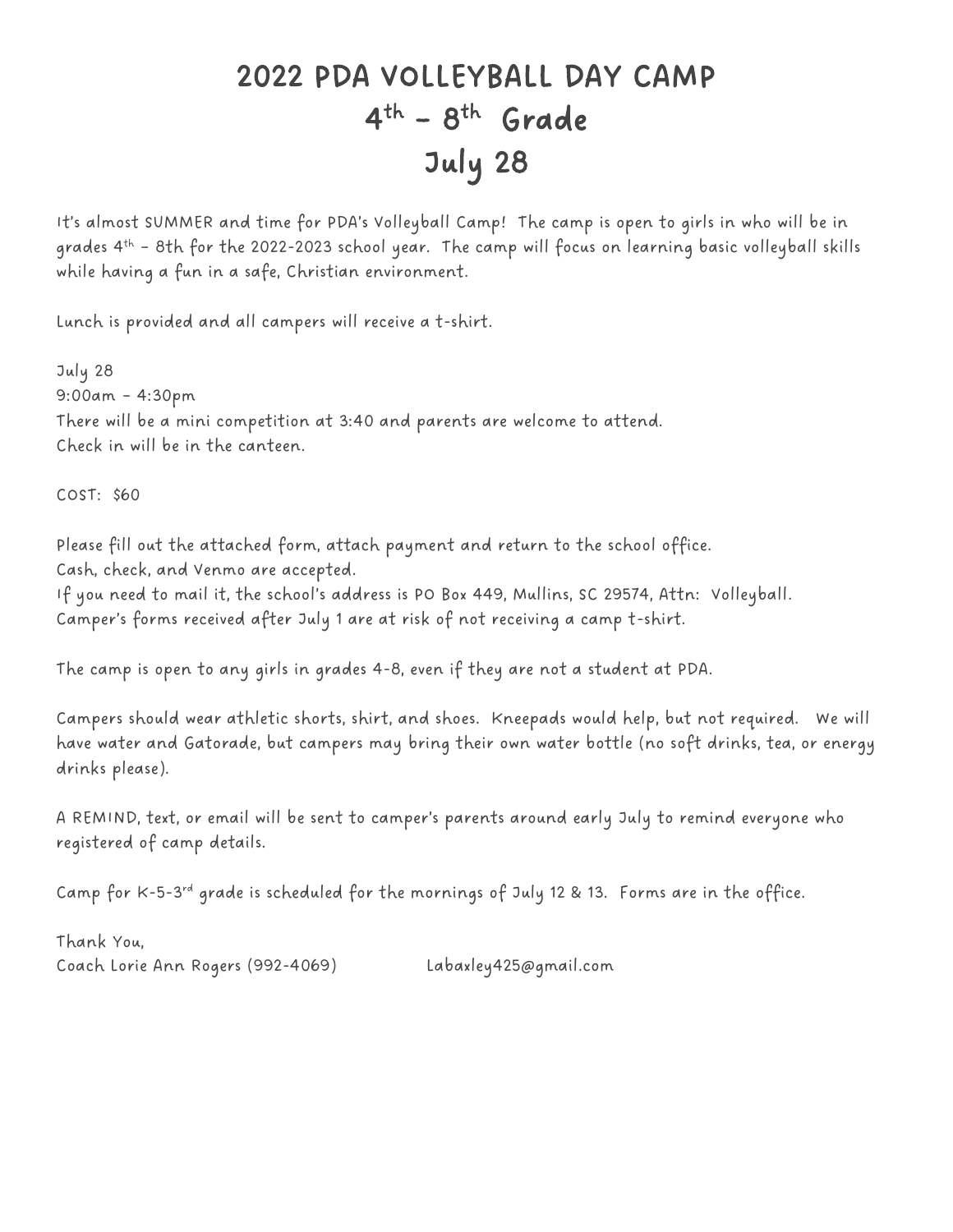# 2022 PDA VOLLEYBALL DAY CAMP
# 4th – 8th Grade
# July 28

It's almost SUMMER and time for PDA's Volleyball Camp! The camp is open to girls in who will be in grades 4th – 8th for the 2022-2023 school year. The camp will focus on learning basic volleyball skills while having a fun in a safe, Christian environment.

Lunch is provided and all campers will receive a t-shirt.

July 28
9:00am – 4:30pm
There will be a mini competition at 3:40 and parents are welcome to attend.
Check in will be in the canteen.

COST: $60

Please fill out the attached form, attach payment and return to the school office.
Cash, check, and Venmo are accepted.
If you need to mail it, the school's address is PO Box 449, Mullins, SC 29574, Attn: Volleyball.
Camper's forms received after July 1 are at risk of not receiving a camp t-shirt.

The camp is open to any girls in grades 4-8, even if they are not a student at PDA.

Campers should wear athletic shorts, shirt, and shoes. Kneepads would help, but not required. We will have water and Gatorade, but campers may bring their own water bottle (no soft drinks, tea, or energy drinks please).

A REMIND, text, or email will be sent to camper's parents around early July to remind everyone who registered of camp details.

Camp for K-5-3rd grade is scheduled for the mornings of July 12 & 13. Forms are in the office.

Thank You,
Coach Lorie Ann Rogers (992-4069) Labaxley425@gmail.com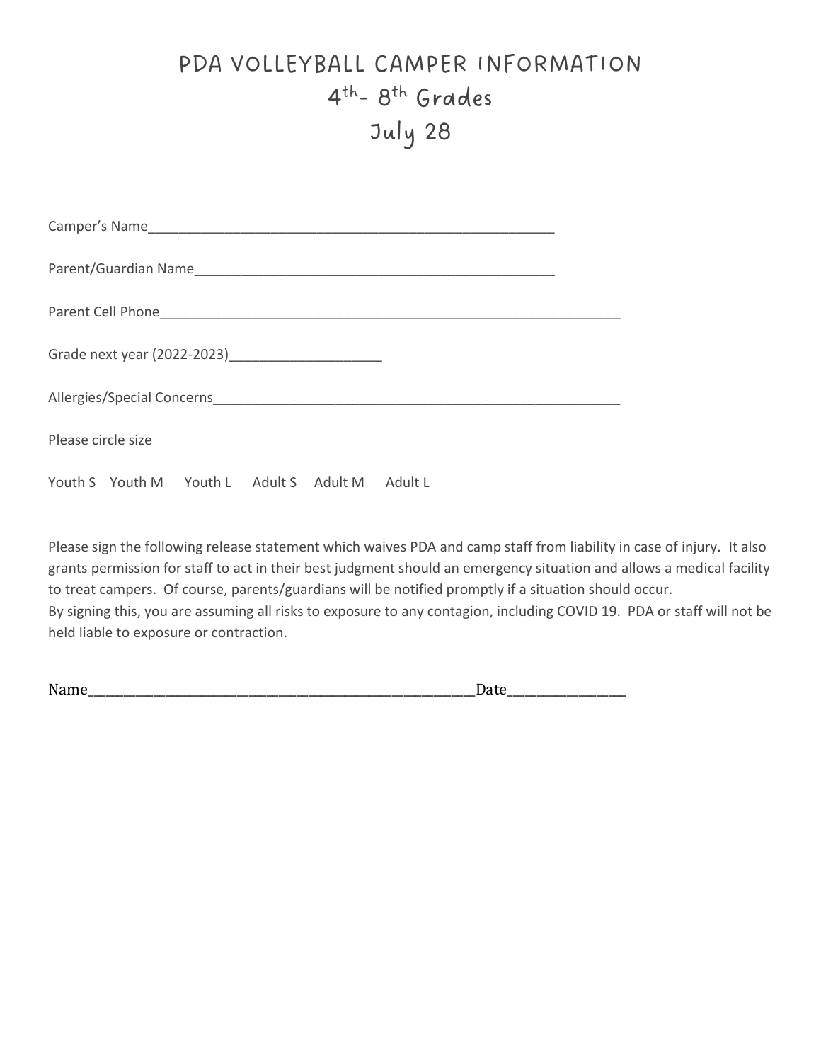# PDA VOLLEYBALL CAMPER INFORMATION

## $4^{th}$- $8^{th}$ Grades

## July 28

Camper's Name_______________________________________________________

Parent/Guardian Name_________________________________________________

Parent Cell Phone______________________________________________________________

Grade next year (2022-2023)____________________

Allergies/Special Concerns_______________________________________________________

Please circle size

Youth S    Youth M    Youth L    Adult S    Adult M    Adult L

Please sign the following release statement which waives PDA and camp staff from liability in case of injury. It also grants permission for staff to act in their best judgment should an emergency situation and allows a medical facility to treat campers. Of course, parents/guardians will be notified promptly if a situation should occur.
By signing this, you are assuming all risks to exposure to any contagion, including COVID 19. PDA or staff will not be held liable to exposure or contraction.

Name______________________________________________________Date________________